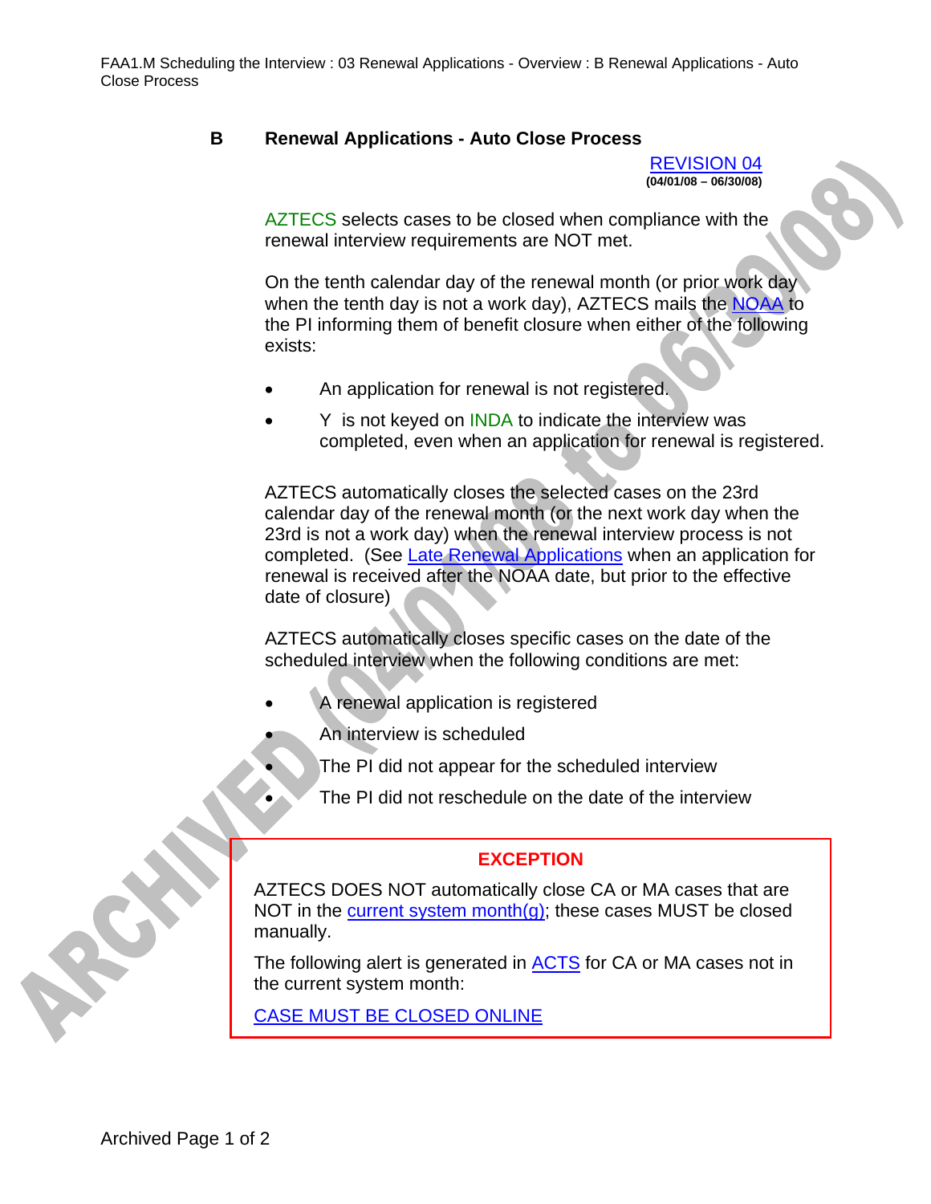## B Renewal Applications - Auto Close Process

REVISION 04
**(04/01/08 – 06/30/08)**

AZTECS selects cases to be closed when compliance with the renewal interview requirements are NOT met.

On the tenth calendar day of the renewal month (or prior work day when the tenth day is not a work day), AZTECS mails the NOAA to the PI informing them of benefit closure when either of the following exists:

- An application for renewal is not registered.
- Y is not keyed on INDA to indicate the interview was completed, even when an application for renewal is registered.

AZTECS automatically closes the selected cases on the 23rd calendar day of the renewal month (or the next work day when the 23rd is not a work day) when the renewal interview process is not completed. (See Late Renewal Applications when an application for renewal is received after the NOAA date, but prior to the effective date of closure)

AZTECS automatically closes specific cases on the date of the scheduled interview when the following conditions are met:

- A renewal application is registered
- An interview is scheduled
- The PI did not appear for the scheduled interview
- The PI did not reschedule on the date of the interview

**EXCEPTION**

AZTECS DOES NOT automatically close CA or MA cases that are NOT in the current system month(g); these cases MUST be closed manually.

The following alert is generated in ACTS for CA or MA cases not in the current system month:

CASE MUST BE CLOSED ONLINE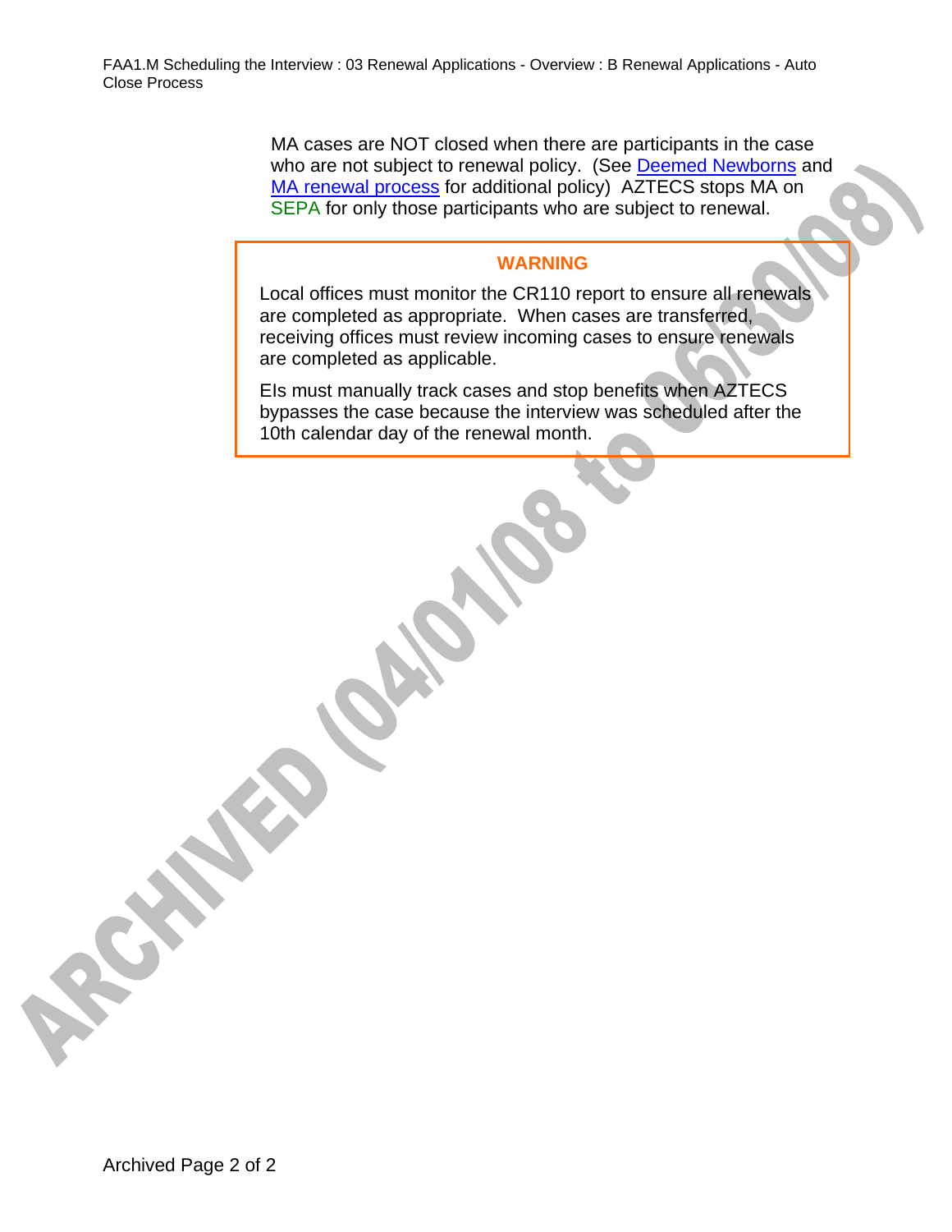MA cases are NOT closed when there are participants in the case who are not subject to renewal policy. (See Deemed Newborns and MA renewal process for additional policy) AZTECS stops MA on SEPA for only those participants who are subject to renewal.

> **WARNING**
>
> Local offices must monitor the CR110 report to ensure all renewals are completed as appropriate. When cases are transferred, receiving offices must review incoming cases to ensure renewals are completed as applicable.
>
> EIs must manually track cases and stop benefits when AZTECS bypasses the case because the interview was scheduled after the 10th calendar day of the renewal month.